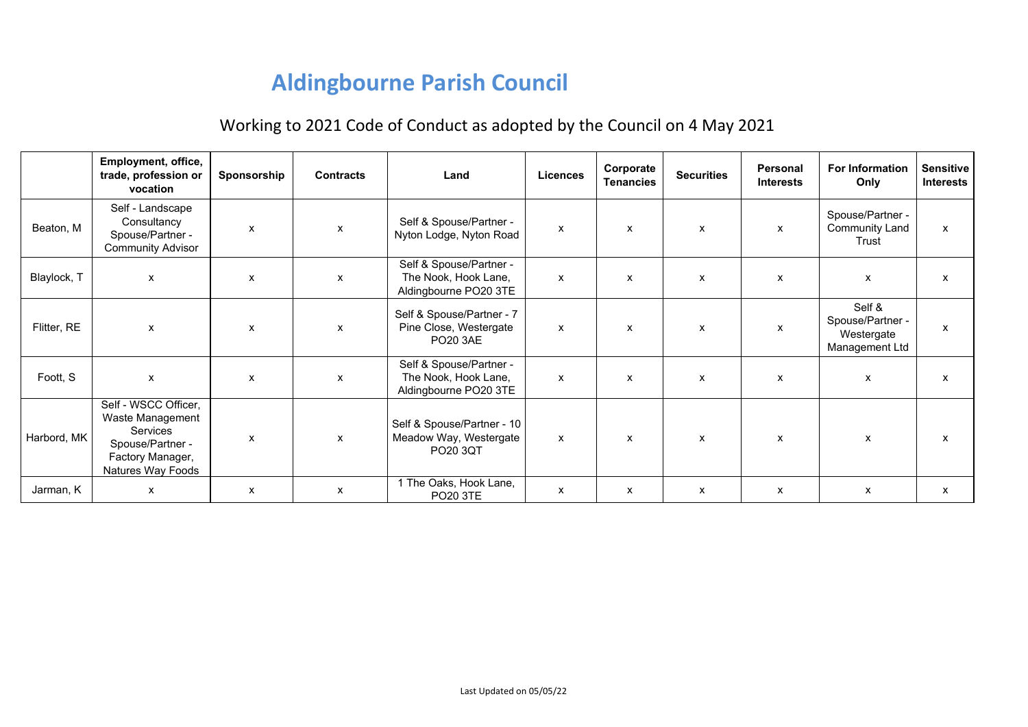# Aldingbourne Parish Council

## Working to 2021 Code of Conduct as adopted by the Council on 4 May 2021

| | Employment, office, trade, profession or vocation | Sponsorship | Contracts | Land | Licences | Corporate Tenancies | Securities | Personal Interests | For Information Only | Sensitive Interests |
|---|---|---|---|---|---|---|---|---|---|---|
| Beaton, M | Self - Landscape Consultancy Spouse/Partner - Community Advisor | x | x | Self & Spouse/Partner - Nyton Lodge, Nyton Road | x | x | x | x | Spouse/Partner - Community Land Trust | x |
| Blaylock, T | x | x | x | Self & Spouse/Partner - The Nook, Hook Lane, Aldingbourne PO20 3TE | x | x | x | x | x | x |
| Flitter, RE | x | x | x | Self & Spouse/Partner - 7 Pine Close, Westergate PO20 3AE | x | x | x | x | Self & Spouse/Partner - Westergate Management Ltd | x |
| Foott, S | x | x | x | Self & Spouse/Partner - The Nook, Hook Lane, Aldingbourne PO20 3TE | x | x | x | x | x | x |
| Harbord, MK | Self - WSCC Officer, Waste Management Services Spouse/Partner - Factory Manager, Natures Way Foods | x | x | Self & Spouse/Partner - 10 Meadow Way, Westergate PO20 3QT | x | x | x | x | x | x |
| Jarman, K | x | x | x | 1 The Oaks, Hook Lane, PO20 3TE | x | x | x | x | x | x |

Last Updated on 05/05/22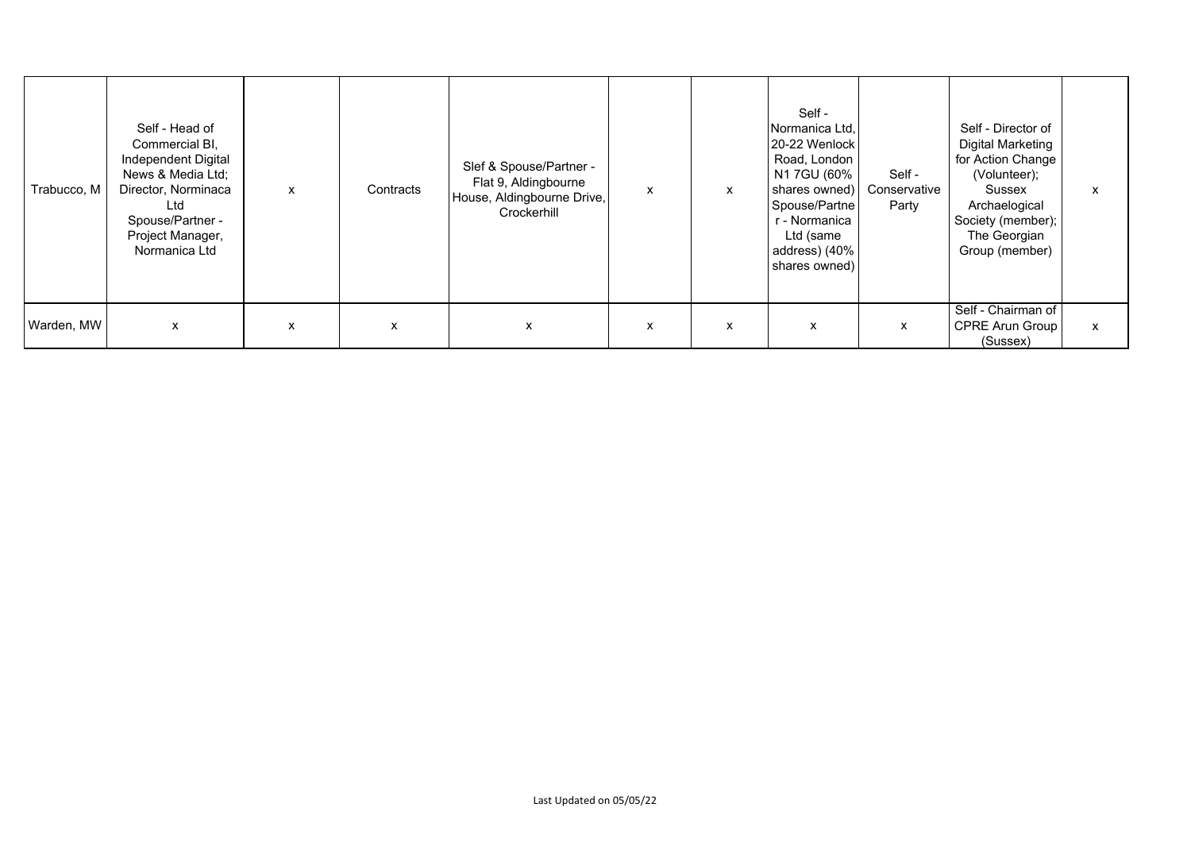| | | | | | | | | | | |
|---|---|---|---|---|---|---|---|---|---|---|
| Trabucco, M | Self - Head of Commercial BI, Independent Digital News & Media Ltd; Director, Norminaca Ltd Spouse/Partner - Project Manager, Normanica Ltd | x | Contracts | Slef & Spouse/Partner - Flat 9, Aldingbourne House, Aldingbourne Drive, Crockerhill | x | x | Self - Normanica Ltd, 20-22 Wenlock Road, London N1 7GU (60% shares owned) Spouse/Partner - Normanica Ltd (same address) (40% shares owned) | Self - Conservative Party | Self - Director of Digital Marketing for Action Change (Volunteer); Sussex Archaelogical Society (member); The Georgian Group (member) | x |
| Warden, MW | x | x | x | x | x | x | x | x | Self - Chairman of CPRE Arun Group (Sussex) | x |

Last Updated on 05/05/22